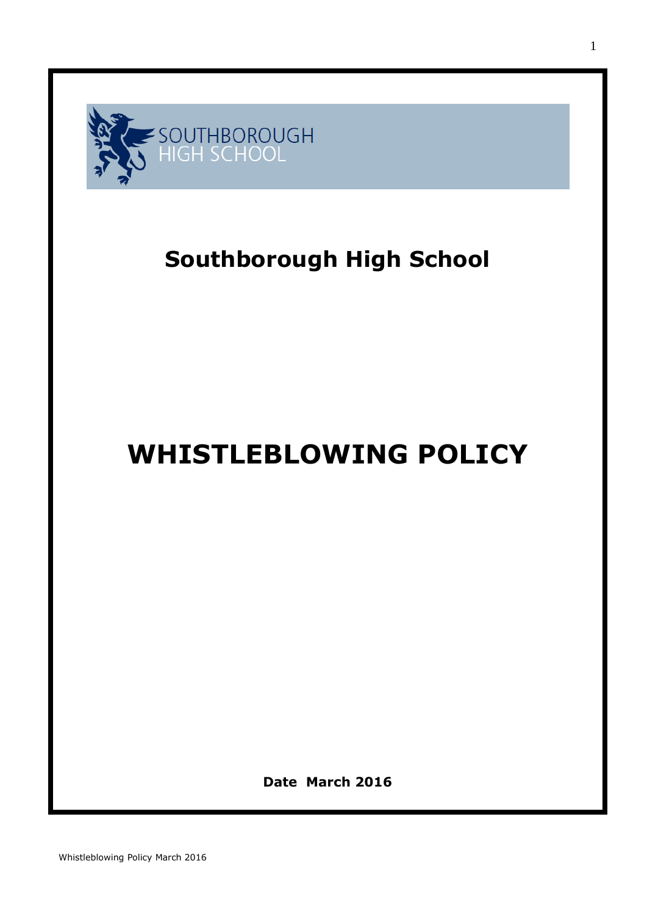SOUTHBOROUGH HIGH SCHOOL

# Southborough High School

# WHISTLEBLOWING POLICY

**Date March 2016**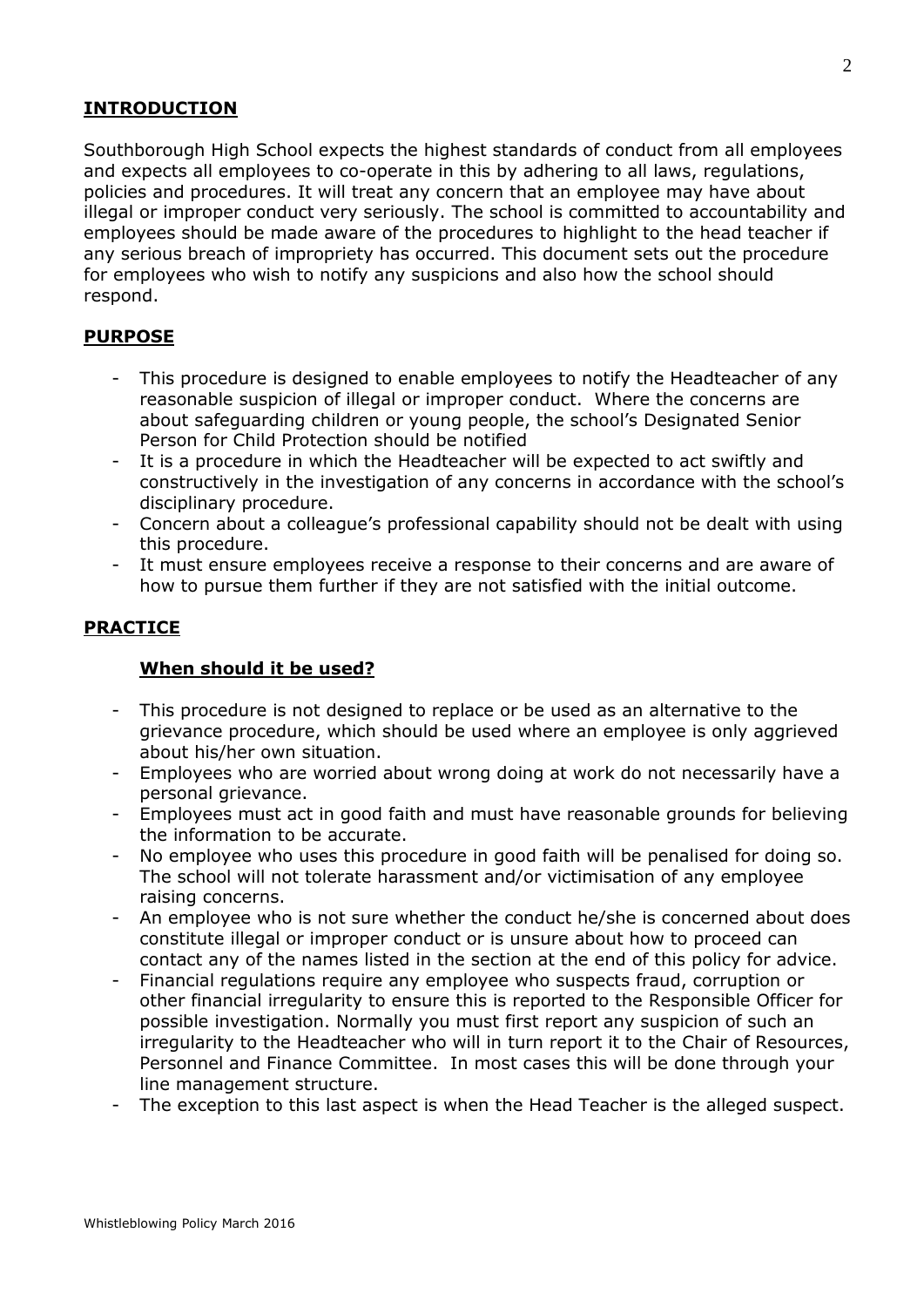## INTRODUCTION

Southborough High School expects the highest standards of conduct from all employees and expects all employees to co-operate in this by adhering to all laws, regulations, policies and procedures. It will treat any concern that an employee may have about illegal or improper conduct very seriously. The school is committed to accountability and employees should be made aware of the procedures to highlight to the head teacher if any serious breach of impropriety has occurred. This document sets out the procedure for employees who wish to notify any suspicions and also how the school should respond.

## PURPOSE

- This procedure is designed to enable employees to notify the Headteacher of any reasonable suspicion of illegal or improper conduct. Where the concerns are about safeguarding children or young people, the school's Designated Senior Person for Child Protection should be notified
- It is a procedure in which the Headteacher will be expected to act swiftly and constructively in the investigation of any concerns in accordance with the school's disciplinary procedure.
- Concern about a colleague's professional capability should not be dealt with using this procedure.
- It must ensure employees receive a response to their concerns and are aware of how to pursue them further if they are not satisfied with the initial outcome.

## PRACTICE

### When should it be used?

- This procedure is not designed to replace or be used as an alternative to the grievance procedure, which should be used where an employee is only aggrieved about his/her own situation.
- Employees who are worried about wrong doing at work do not necessarily have a personal grievance.
- Employees must act in good faith and must have reasonable grounds for believing the information to be accurate.
- No employee who uses this procedure in good faith will be penalised for doing so. The school will not tolerate harassment and/or victimisation of any employee raising concerns.
- An employee who is not sure whether the conduct he/she is concerned about does constitute illegal or improper conduct or is unsure about how to proceed can contact any of the names listed in the section at the end of this policy for advice.
- Financial regulations require any employee who suspects fraud, corruption or other financial irregularity to ensure this is reported to the Responsible Officer for possible investigation. Normally you must first report any suspicion of such an irregularity to the Headteacher who will in turn report it to the Chair of Resources, Personnel and Finance Committee. In most cases this will be done through your line management structure.
- The exception to this last aspect is when the Head Teacher is the alleged suspect.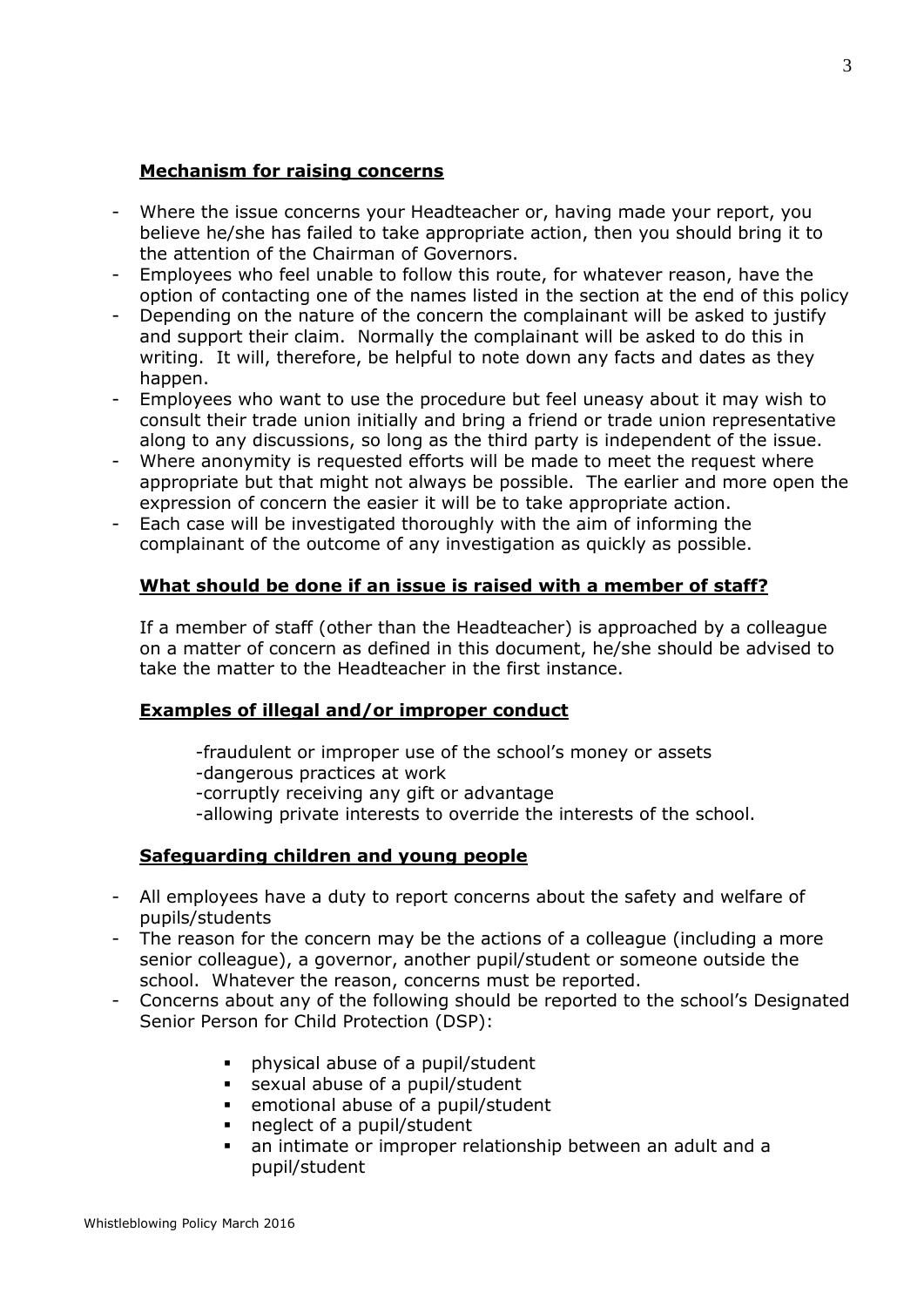## Mechanism for raising concerns

- Where the issue concerns your Headteacher or, having made your report, you believe he/she has failed to take appropriate action, then you should bring it to the attention of the Chairman of Governors.
- Employees who feel unable to follow this route, for whatever reason, have the option of contacting one of the names listed in the section at the end of this policy
- Depending on the nature of the concern the complainant will be asked to justify and support their claim. Normally the complainant will be asked to do this in writing. It will, therefore, be helpful to note down any facts and dates as they happen.
- Employees who want to use the procedure but feel uneasy about it may wish to consult their trade union initially and bring a friend or trade union representative along to any discussions, so long as the third party is independent of the issue.
- Where anonymity is requested efforts will be made to meet the request where appropriate but that might not always be possible. The earlier and more open the expression of concern the easier it will be to take appropriate action.
- Each case will be investigated thoroughly with the aim of informing the complainant of the outcome of any investigation as quickly as possible.

## What should be done if an issue is raised with a member of staff?

If a member of staff (other than the Headteacher) is approached by a colleague on a matter of concern as defined in this document, he/she should be advised to take the matter to the Headteacher in the first instance.

## Examples of illegal and/or improper conduct

- fraudulent or improper use of the school's money or assets
- dangerous practices at work
- corruptly receiving any gift or advantage
- allowing private interests to override the interests of the school.

## Safeguarding children and young people

- All employees have a duty to report concerns about the safety and welfare of pupils/students
- The reason for the concern may be the actions of a colleague (including a more senior colleague), a governor, another pupil/student or someone outside the school. Whatever the reason, concerns must be reported.
- Concerns about any of the following should be reported to the school's Designated Senior Person for Child Protection (DSP):
  - physical abuse of a pupil/student
  - sexual abuse of a pupil/student
  - emotional abuse of a pupil/student
  - neglect of a pupil/student
  - an intimate or improper relationship between an adult and a pupil/student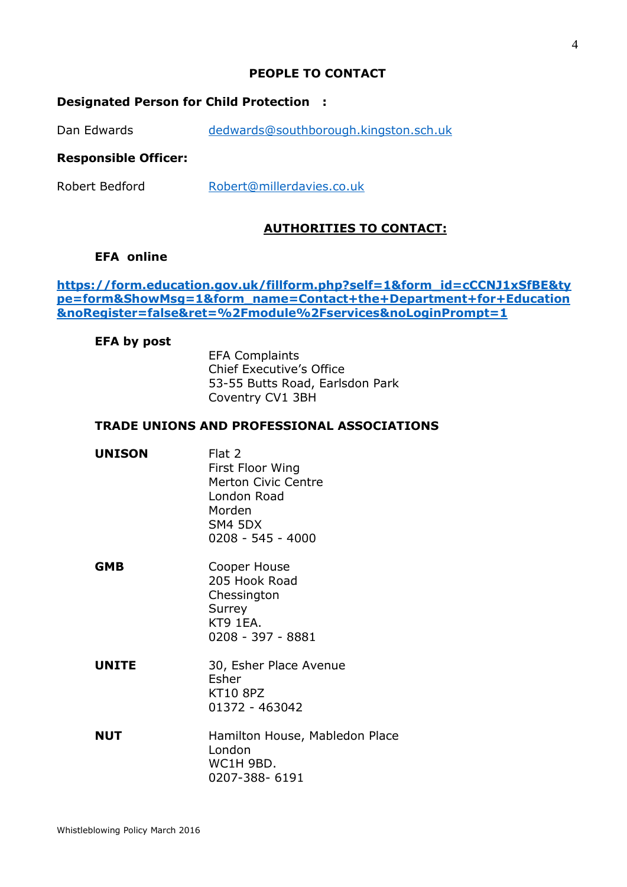## PEOPLE TO CONTACT

**Designated Person for Child Protection :**

Dan Edwards dedwards@southborough.kingston.sch.uk

**Responsible Officer:**

Robert Bedford Robert@millerdavies.co.uk

## AUTHORITIES TO CONTACT:

**EFA online**

**https://form.education.gov.uk/fillform.php?self=1&form_id=cCCNJ1xSfBE&type=form&ShowMsg=1&form_name=Contact+the+Department+for+Education&noRegister=false&ret=%2Fmodule%2Fservices&noLoginPrompt=1**

**EFA by post**

EFA Complaints
Chief Executive's Office
53-55 Butts Road, Earlsdon Park
Coventry CV1 3BH

### TRADE UNIONS AND PROFESSIONAL ASSOCIATIONS

**UNISON**

Flat 2
First Floor Wing
Merton Civic Centre
London Road
Morden
SM4 5DX
0208 - 545 - 4000

**GMB**

Cooper House
205 Hook Road
Chessington
Surrey
KT9 1EA.
0208 - 397 - 8881

**UNITE**

30, Esher Place Avenue
Esher
KT10 8PZ
01372 - 463042

**NUT**

Hamilton House, Mabledon Place
London
WC1H 9BD.
0207-388- 6191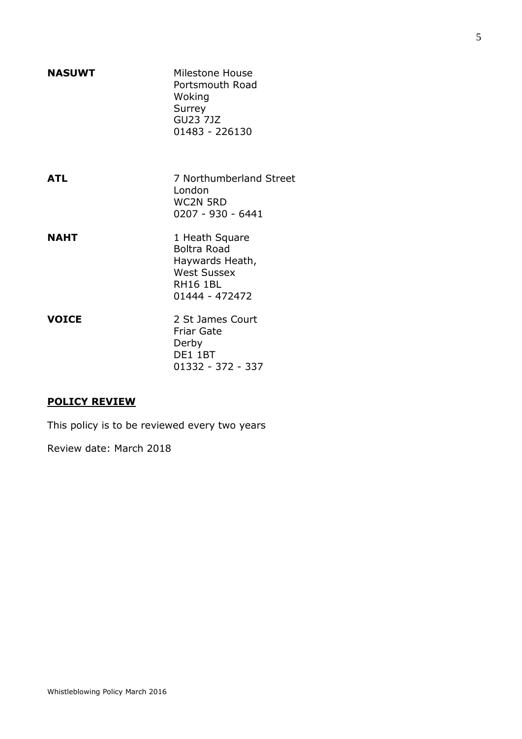**NASUWT**

Milestone House
Portsmouth Road
Woking
Surrey
GU23 7JZ
01483 - 226130

**ATL**

7 Northumberland Street
London
WC2N 5RD
0207 - 930 - 6441

**NAHT**

1 Heath Square
Boltra Road
Haywards Heath,
West Sussex
RH16 1BL
01444 - 472472

**VOICE**

2 St James Court
Friar Gate
Derby
DE1 1BT
01332 - 372 - 337

**POLICY REVIEW**

This policy is to be reviewed every two years

Review date: March 2018